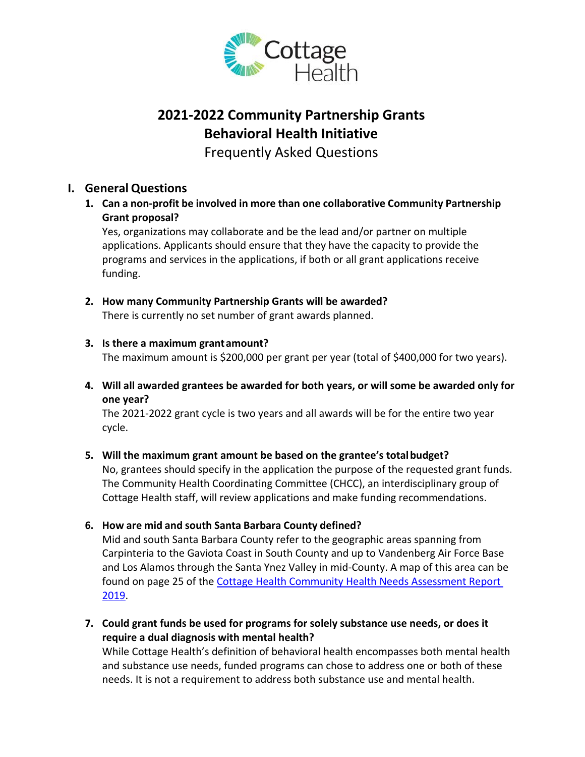# 2021-2022 Community Partnership Grants
## Behavioral Health Initiative
### Frequently Asked Questions

## I. General Questions

1. **Can a non-profit be involved in more than one collaborative Community Partnership Grant proposal?**
   Yes, organizations may collaborate and be the lead and/or partner on multiple applications. Applicants should ensure that they have the capacity to provide the programs and services in the applications, if both or all grant applications receive funding.

2. **How many Community Partnership Grants will be awarded?**
   There is currently no set number of grant awards planned.

3. **Is there a maximum grant amount?**
   The maximum amount is $200,000 per grant per year (total of $400,000 for two years).

4. **Will all awarded grantees be awarded for both years, or will some be awarded only for one year?**
   The 2021-2022 grant cycle is two years and all awards will be for the entire two year cycle.

5. **Will the maximum grant amount be based on the grantee's total budget?**
   No, grantees should specify in the application the purpose of the requested grant funds. The Community Health Coordinating Committee (CHCC), an interdisciplinary group of Cottage Health staff, will review applications and make funding recommendations.

6. **How are mid and south Santa Barbara County defined?**
   Mid and south Santa Barbara County refer to the geographic areas spanning from Carpinteria to the Gaviota Coast in South County and up to Vandenberg Air Force Base and Los Alamos through the Santa Ynez Valley in mid-County. A map of this area can be found on page 25 of the [Cottage Health Community Health Needs Assessment Report 2019]().

7. **Could grant funds be used for programs for solely substance use needs, or does it require a dual diagnosis with mental health?**
   While Cottage Health's definition of behavioral health encompasses both mental health and substance use needs, funded programs can chose to address one or both of these needs. It is not a requirement to address both substance use and mental health.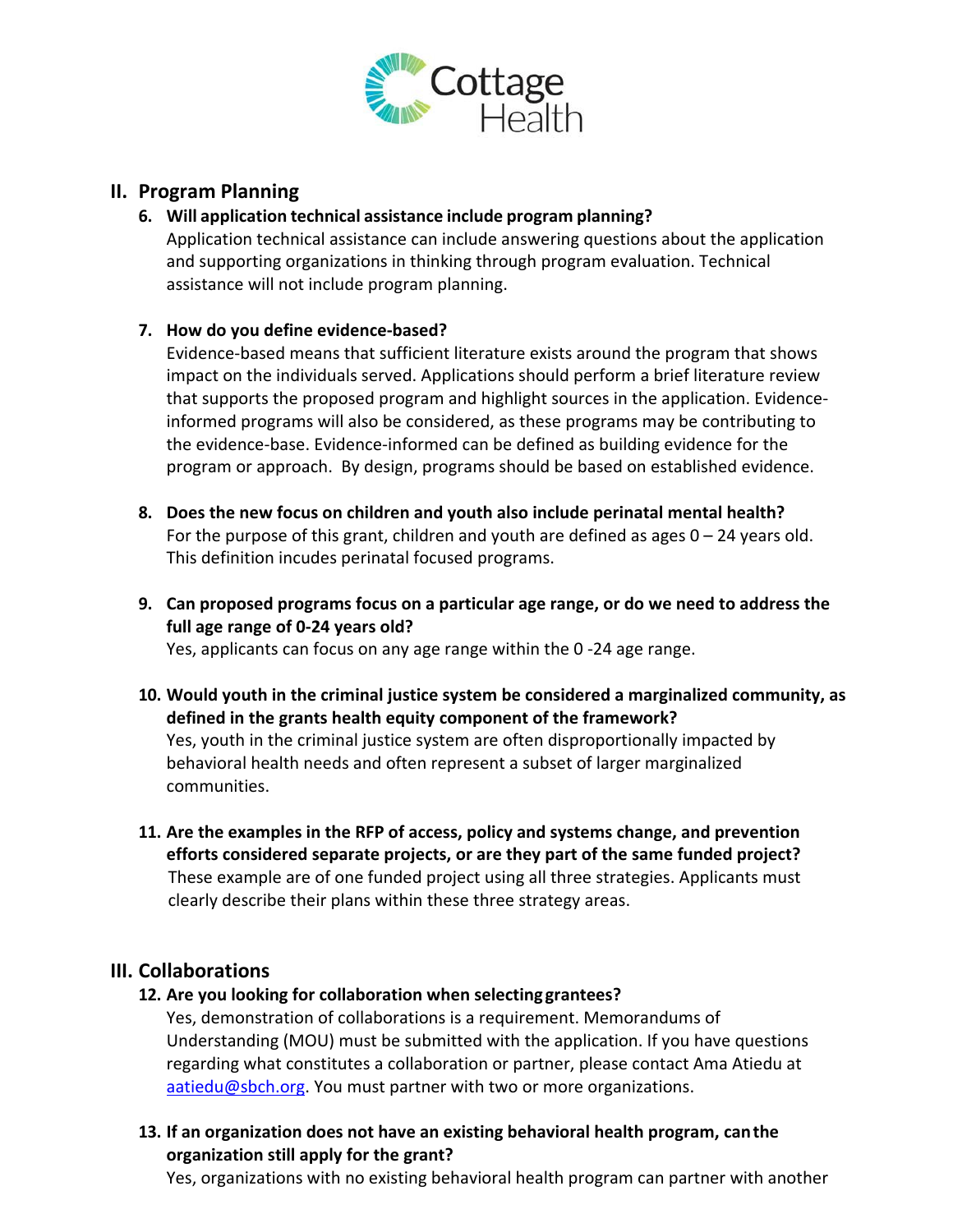## II. Program Planning

**6. Will application technical assistance include program planning?**

Application technical assistance can include answering questions about the application and supporting organizations in thinking through program evaluation. Technical assistance will not include program planning.

**7. How do you define evidence-based?**

Evidence-based means that sufficient literature exists around the program that shows impact on the individuals served. Applications should perform a brief literature review that supports the proposed program and highlight sources in the application. Evidence-informed programs will also be considered, as these programs may be contributing to the evidence-base. Evidence-informed can be defined as building evidence for the program or approach. By design, programs should be based on established evidence.

**8. Does the new focus on children and youth also include perinatal mental health?**

For the purpose of this grant, children and youth are defined as ages 0 – 24 years old. This definition incudes perinatal focused programs.

**9. Can proposed programs focus on a particular age range, or do we need to address the full age range of 0-24 years old?**

Yes, applicants can focus on any age range within the 0 -24 age range.

**10. Would youth in the criminal justice system be considered a marginalized community, as defined in the grants health equity component of the framework?**

Yes, youth in the criminal justice system are often disproportionally impacted by behavioral health needs and often represent a subset of larger marginalized communities.

**11. Are the examples in the RFP of access, policy and systems change, and prevention efforts considered separate projects, or are they part of the same funded project?**

These example are of one funded project using all three strategies. Applicants must clearly describe their plans within these three strategy areas.

## III. Collaborations

**12. Are you looking for collaboration when selecting grantees?**

Yes, demonstration of collaborations is a requirement. Memorandums of Understanding (MOU) must be submitted with the application. If you have questions regarding what constitutes a collaboration or partner, please contact Ama Atiedu at [aatiedu@sbch.org](mailto:aatiedu@sbch.org). You must partner with two or more organizations.

**13. If an organization does not have an existing behavioral health program, can the organization still apply for the grant?**

Yes, organizations with no existing behavioral health program can partner with another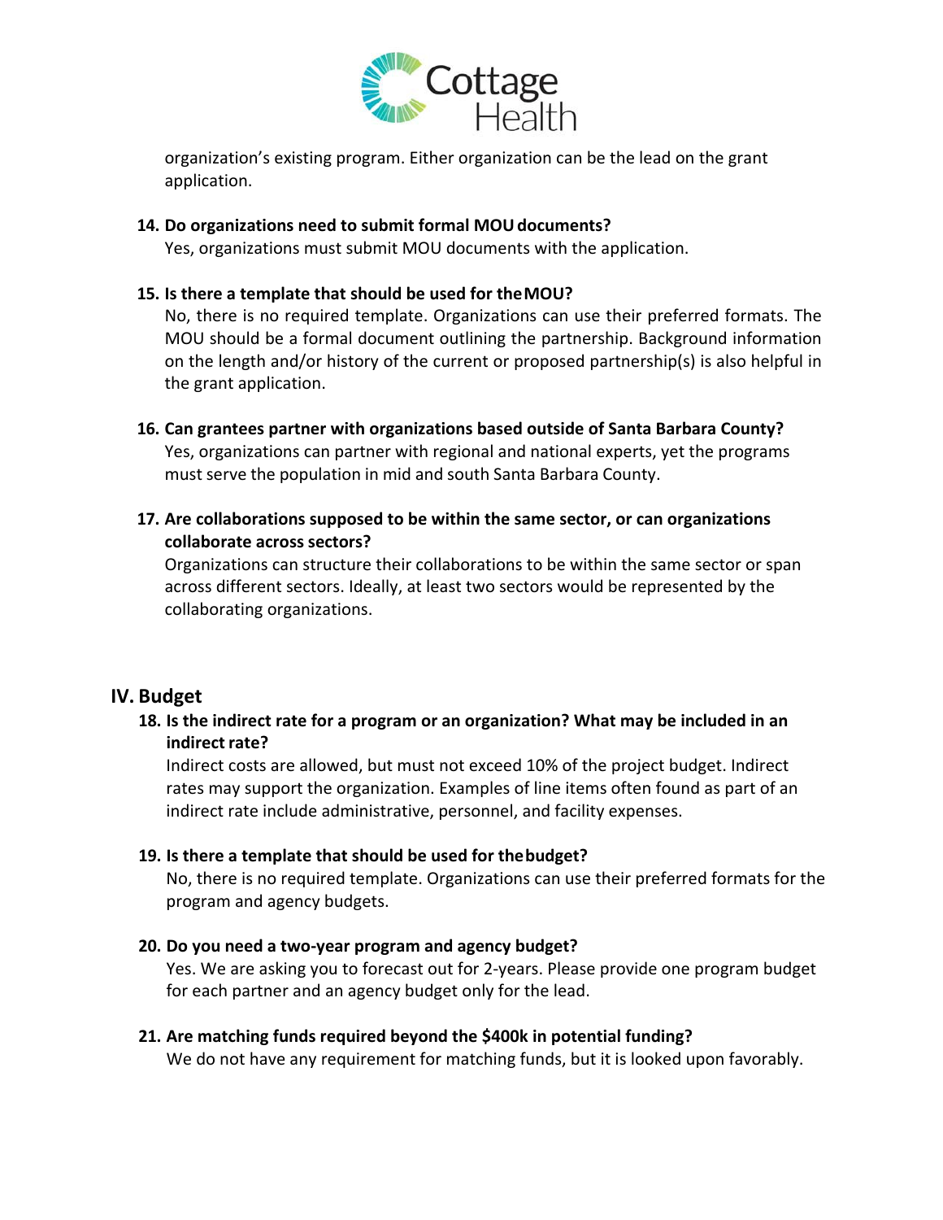organization's existing program. Either organization can be the lead on the grant application.

**14. Do organizations need to submit formal MOU documents?**

Yes, organizations must submit MOU documents with the application.

**15. Is there a template that should be used for the MOU?**

No, there is no required template. Organizations can use their preferred formats. The MOU should be a formal document outlining the partnership. Background information on the length and/or history of the current or proposed partnership(s) is also helpful in the grant application.

**16. Can grantees partner with organizations based outside of Santa Barbara County?**

Yes, organizations can partner with regional and national experts, yet the programs must serve the population in mid and south Santa Barbara County.

**17. Are collaborations supposed to be within the same sector, or can organizations collaborate across sectors?**

Organizations can structure their collaborations to be within the same sector or span across different sectors. Ideally, at least two sectors would be represented by the collaborating organizations.

## IV. Budget

**18. Is the indirect rate for a program or an organization? What may be included in an indirect rate?**

Indirect costs are allowed, but must not exceed 10% of the project budget. Indirect rates may support the organization. Examples of line items often found as part of an indirect rate include administrative, personnel, and facility expenses.

**19. Is there a template that should be used for the budget?**

No, there is no required template. Organizations can use their preferred formats for the program and agency budgets.

**20. Do you need a two-year program and agency budget?**

Yes. We are asking you to forecast out for 2-years. Please provide one program budget for each partner and an agency budget only for the lead.

**21. Are matching funds required beyond the $400k in potential funding?**

We do not have any requirement for matching funds, but it is looked upon favorably.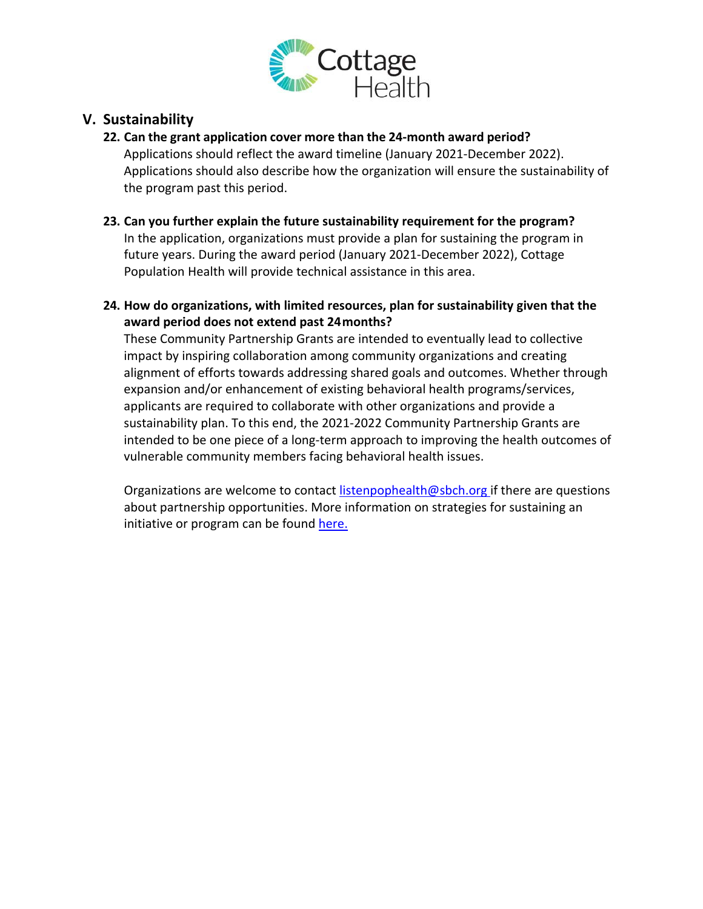## V. Sustainability

**22. Can the grant application cover more than the 24-month award period?**

Applications should reflect the award timeline (January 2021-December 2022). Applications should also describe how the organization will ensure the sustainability of the program past this period.

**23. Can you further explain the future sustainability requirement for the program?**

In the application, organizations must provide a plan for sustaining the program in future years. During the award period (January 2021-December 2022), Cottage Population Health will provide technical assistance in this area.

**24. How do organizations, with limited resources, plan for sustainability given that the award period does not extend past 24 months?**

These Community Partnership Grants are intended to eventually lead to collective impact by inspiring collaboration among community organizations and creating alignment of efforts towards addressing shared goals and outcomes. Whether through expansion and/or enhancement of existing behavioral health programs/services, applicants are required to collaborate with other organizations and provide a sustainability plan. To this end, the 2021-2022 Community Partnership Grants are intended to be one piece of a long-term approach to improving the health outcomes of vulnerable community members facing behavioral health issues.

Organizations are welcome to contact listenpophealth@sbch.org if there are questions about partnership opportunities. More information on strategies for sustaining an initiative or program can be found here.